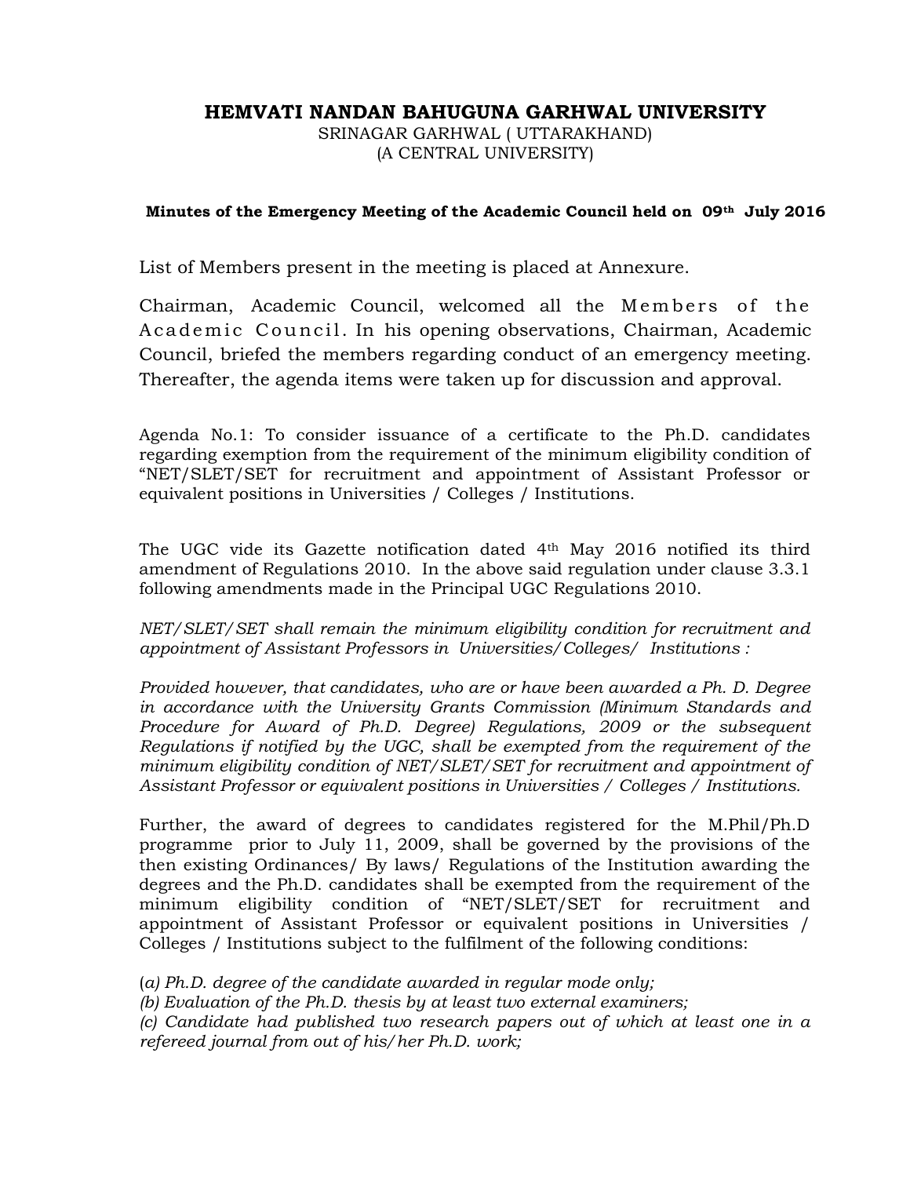# HEMVATI NANDAN BAHUGUNA GARHWAL UNIVERSITY

SRINAGAR GARHWAL ( UTTARAKHAND)
(A CENTRAL UNIVERSITY)

**Minutes of the Emergency Meeting of the Academic Council held on 09th July 2016**

List of Members present in the meeting is placed at Annexure.

Chairman, Academic Council, welcomed all the Members of the Academic Council. In his opening observations, Chairman, Academic Council, briefed the members regarding conduct of an emergency meeting. Thereafter, the agenda items were taken up for discussion and approval.

Agenda No.1: To consider issuance of a certificate to the Ph.D. candidates regarding exemption from the requirement of the minimum eligibility condition of "NET/SLET/SET for recruitment and appointment of Assistant Professor or equivalent positions in Universities / Colleges / Institutions.

The UGC vide its Gazette notification dated 4th May 2016 notified its third amendment of Regulations 2010. In the above said regulation under clause 3.3.1 following amendments made in the Principal UGC Regulations 2010.

*NET/SLET/SET shall remain the minimum eligibility condition for recruitment and appointment of Assistant Professors in Universities/Colleges/ Institutions :*

*Provided however, that candidates, who are or have been awarded a Ph. D. Degree in accordance with the University Grants Commission (Minimum Standards and Procedure for Award of Ph.D. Degree) Regulations, 2009 or the subsequent Regulations if notified by the UGC, shall be exempted from the requirement of the minimum eligibility condition of NET/SLET/SET for recruitment and appointment of Assistant Professor or equivalent positions in Universities / Colleges / Institutions.*

Further, the award of degrees to candidates registered for the M.Phil/Ph.D programme prior to July 11, 2009, shall be governed by the provisions of the then existing Ordinances/ By laws/ Regulations of the Institution awarding the degrees and the Ph.D. candidates shall be exempted from the requirement of the minimum eligibility condition of "NET/SLET/SET for recruitment and appointment of Assistant Professor or equivalent positions in Universities / Colleges / Institutions subject to the fulfilment of the following conditions:

(*a) Ph.D. degree of the candidate awarded in regular mode only;*
*(b) Evaluation of the Ph.D. thesis by at least two external examiners;*
*(c) Candidate had published two research papers out of which at least one in a refereed journal from out of his/her Ph.D. work;*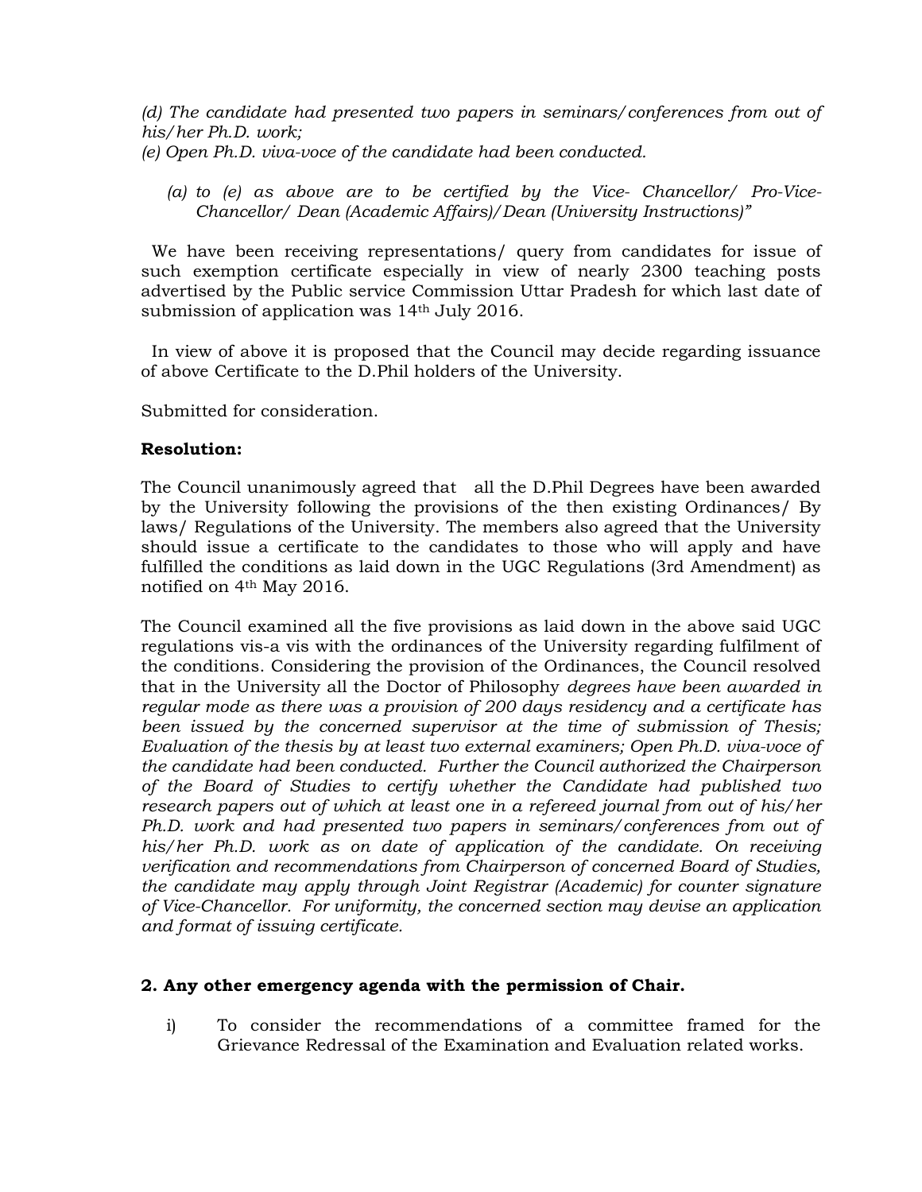*(d) The candidate had presented two papers in seminars/conferences from out of his/her Ph.D. work;*
*(e) Open Ph.D. viva-voce of the candidate had been conducted.*

> *(a) to (e) as above are to be certified by the Vice- Chancellor/ Pro-Vice-Chancellor/ Dean (Academic Affairs)/Dean (University Instructions)"*

We have been receiving representations/ query from candidates for issue of such exemption certificate especially in view of nearly 2300 teaching posts advertised by the Public service Commission Uttar Pradesh for which last date of submission of application was 14th July 2016.

In view of above it is proposed that the Council may decide regarding issuance of above Certificate to the D.Phil holders of the University.

Submitted for consideration.

**Resolution:**

The Council unanimously agreed that all the D.Phil Degrees have been awarded by the University following the provisions of the then existing Ordinances/ By laws/ Regulations of the University. The members also agreed that the University should issue a certificate to the candidates to those who will apply and have fulfilled the conditions as laid down in the UGC Regulations (3rd Amendment) as notified on 4th May 2016.

The Council examined all the five provisions as laid down in the above said UGC regulations vis-a vis with the ordinances of the University regarding fulfilment of the conditions. Considering the provision of the Ordinances, the Council resolved that in the University all the Doctor of Philosophy *degrees have been awarded in regular mode as there was a provision of 200 days residency and a certificate has been issued by the concerned supervisor at the time of submission of Thesis; Evaluation of the thesis by at least two external examiners; Open Ph.D. viva-voce of the candidate had been conducted. Further the Council authorized the Chairperson of the Board of Studies to certify whether the Candidate had published two research papers out of which at least one in a refereed journal from out of his/her Ph.D. work and had presented two papers in seminars/conferences from out of his/her Ph.D. work as on date of application of the candidate. On receiving verification and recommendations from Chairperson of concerned Board of Studies, the candidate may apply through Joint Registrar (Academic) for counter signature of Vice-Chancellor. For uniformity, the concerned section may devise an application and format of issuing certificate.*

**2. Any other emergency agenda with the permission of Chair.**

i) To consider the recommendations of a committee framed for the Grievance Redressal of the Examination and Evaluation related works.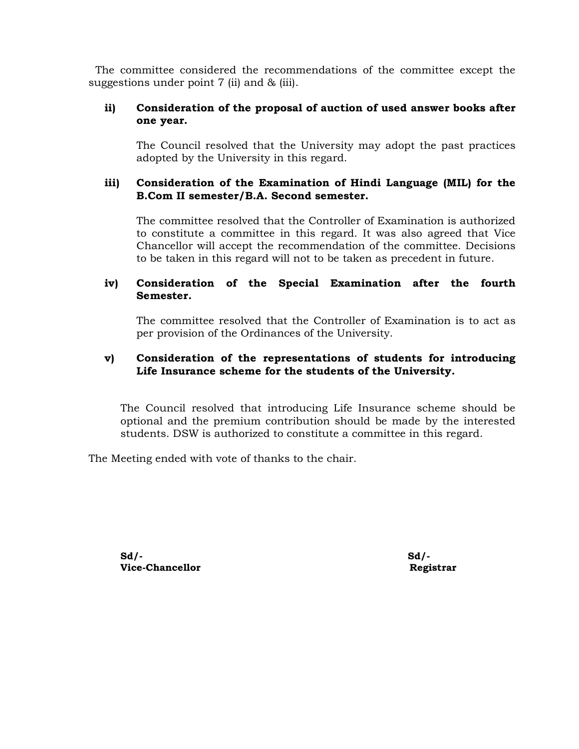The committee considered the recommendations of the committee except the suggestions under point 7 (ii) and & (iii).

**ii) Consideration of the proposal of auction of used answer books after one year.**

The Council resolved that the University may adopt the past practices adopted by the University in this regard.

**iii) Consideration of the Examination of Hindi Language (MIL) for the B.Com II semester/B.A. Second semester.**

The committee resolved that the Controller of Examination is authorized to constitute a committee in this regard. It was also agreed that Vice Chancellor will accept the recommendation of the committee. Decisions to be taken in this regard will not to be taken as precedent in future.

**iv) Consideration of the Special Examination after the fourth Semester.**

The committee resolved that the Controller of Examination is to act as per provision of the Ordinances of the University.

**v) Consideration of the representations of students for introducing Life Insurance scheme for the students of the University.**

The Council resolved that introducing Life Insurance scheme should be optional and the premium contribution should be made by the interested students. DSW is authorized to constitute a committee in this regard.

The Meeting ended with vote of thanks to the chair.

**Sd/-**
**Vice-Chancellor**

**Sd/-**
**Registrar**